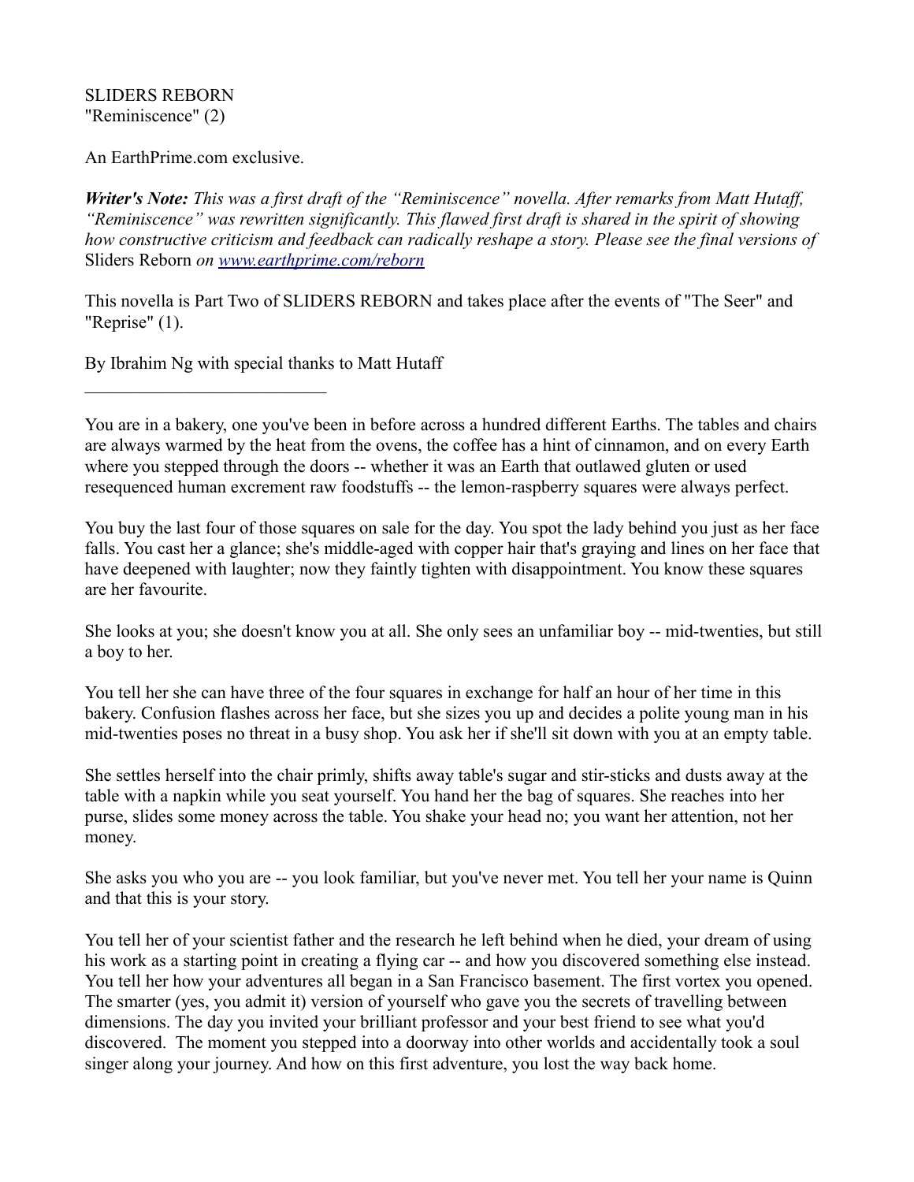SLIDERS REBORN
"Reminiscence" (2)

An EarthPrime.com exclusive.

***Writer's Note:*** *This was a first draft of the "Reminiscence" novella. After remarks from Matt Hutaff, "Reminiscence" was rewritten significantly. This flawed first draft is shared in the spirit of showing how constructive criticism and feedback can radically reshape a story. Please see the final versions of* Sliders Reborn *on [www.earthprime.com/reborn](www.earthprime.com/reborn)*

This novella is Part Two of SLIDERS REBORN and takes place after the events of "The Seer" and "Reprise" (1).

By Ibrahim Ng with special thanks to Matt Hutaff

---

You are in a bakery, one you've been in before across a hundred different Earths. The tables and chairs are always warmed by the heat from the ovens, the coffee has a hint of cinnamon, and on every Earth where you stepped through the doors -- whether it was an Earth that outlawed gluten or used resequenced human excrement raw foodstuffs -- the lemon-raspberry squares were always perfect.

You buy the last four of those squares on sale for the day. You spot the lady behind you just as her face falls. You cast her a glance; she's middle-aged with copper hair that's graying and lines on her face that have deepened with laughter; now they faintly tighten with disappointment. You know these squares are her favourite.

She looks at you; she doesn't know you at all. She only sees an unfamiliar boy -- mid-twenties, but still a boy to her.

You tell her she can have three of the four squares in exchange for half an hour of her time in this bakery. Confusion flashes across her face, but she sizes you up and decides a polite young man in his mid-twenties poses no threat in a busy shop. You ask her if she'll sit down with you at an empty table.

She settles herself into the chair primly, shifts away table's sugar and stir-sticks and dusts away at the table with a napkin while you seat yourself. You hand her the bag of squares. She reaches into her purse, slides some money across the table. You shake your head no; you want her attention, not her money.

She asks you who you are -- you look familiar, but you've never met. You tell her your name is Quinn and that this is your story.

You tell her of your scientist father and the research he left behind when he died, your dream of using his work as a starting point in creating a flying car -- and how you discovered something else instead. You tell her how your adventures all began in a San Francisco basement. The first vortex you opened. The smarter (yes, you admit it) version of yourself who gave you the secrets of travelling between dimensions. The day you invited your brilliant professor and your best friend to see what you'd discovered. The moment you stepped into a doorway into other worlds and accidentally took a soul singer along your journey. And how on this first adventure, you lost the way back home.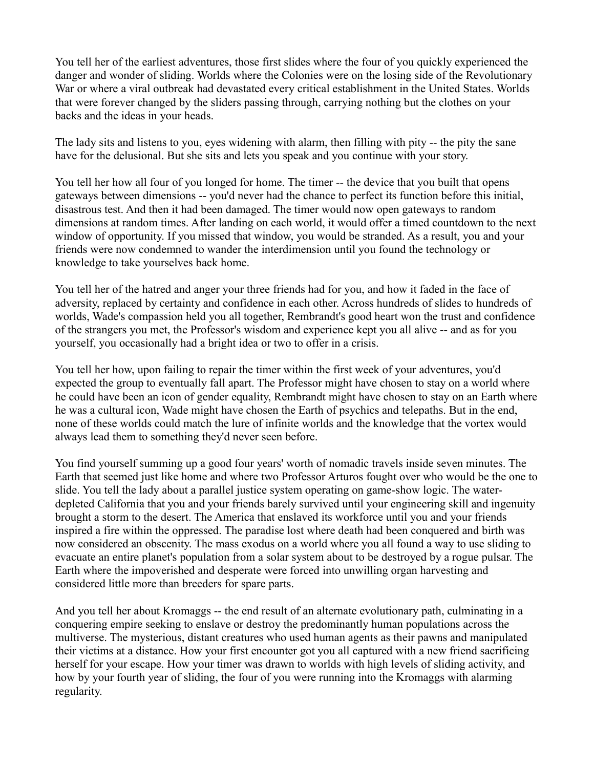You tell her of the earliest adventures, those first slides where the four of you quickly experienced the danger and wonder of sliding. Worlds where the Colonies were on the losing side of the Revolutionary War or where a viral outbreak had devastated every critical establishment in the United States. Worlds that were forever changed by the sliders passing through, carrying nothing but the clothes on your backs and the ideas in your heads.

The lady sits and listens to you, eyes widening with alarm, then filling with pity -- the pity the sane have for the delusional. But she sits and lets you speak and you continue with your story.

You tell her how all four of you longed for home. The timer -- the device that you built that opens gateways between dimensions -- you'd never had the chance to perfect its function before this initial, disastrous test. And then it had been damaged. The timer would now open gateways to random dimensions at random times. After landing on each world, it would offer a timed countdown to the next window of opportunity. If you missed that window, you would be stranded. As a result, you and your friends were now condemned to wander the interdimension until you found the technology or knowledge to take yourselves back home.

You tell her of the hatred and anger your three friends had for you, and how it faded in the face of adversity, replaced by certainty and confidence in each other. Across hundreds of slides to hundreds of worlds, Wade's compassion held you all together, Rembrandt's good heart won the trust and confidence of the strangers you met, the Professor's wisdom and experience kept you all alive -- and as for you yourself, you occasionally had a bright idea or two to offer in a crisis.

You tell her how, upon failing to repair the timer within the first week of your adventures, you'd expected the group to eventually fall apart. The Professor might have chosen to stay on a world where he could have been an icon of gender equality, Rembrandt might have chosen to stay on an Earth where he was a cultural icon, Wade might have chosen the Earth of psychics and telepaths. But in the end, none of these worlds could match the lure of infinite worlds and the knowledge that the vortex would always lead them to something they'd never seen before.

You find yourself summing up a good four years' worth of nomadic travels inside seven minutes. The Earth that seemed just like home and where two Professor Arturos fought over who would be the one to slide. You tell the lady about a parallel justice system operating on game-show logic. The water-depleted California that you and your friends barely survived until your engineering skill and ingenuity brought a storm to the desert. The America that enslaved its workforce until you and your friends inspired a fire within the oppressed. The paradise lost where death had been conquered and birth was now considered an obscenity. The mass exodus on a world where you all found a way to use sliding to evacuate an entire planet's population from a solar system about to be destroyed by a rogue pulsar. The Earth where the impoverished and desperate were forced into unwilling organ harvesting and considered little more than breeders for spare parts.

And you tell her about Kromaggs -- the end result of an alternate evolutionary path, culminating in a conquering empire seeking to enslave or destroy the predominantly human populations across the multiverse. The mysterious, distant creatures who used human agents as their pawns and manipulated their victims at a distance. How your first encounter got you all captured with a new friend sacrificing herself for your escape. How your timer was drawn to worlds with high levels of sliding activity, and how by your fourth year of sliding, the four of you were running into the Kromaggs with alarming regularity.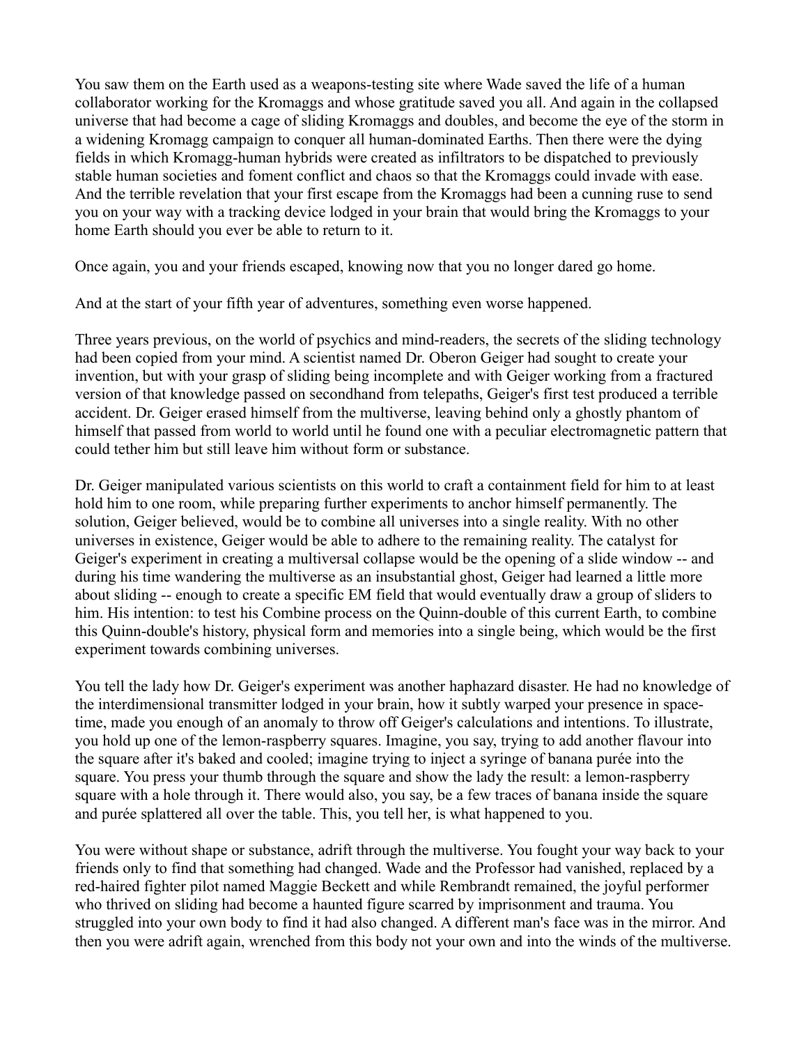You saw them on the Earth used as a weapons-testing site where Wade saved the life of a human collaborator working for the Kromaggs and whose gratitude saved you all. And again in the collapsed universe that had become a cage of sliding Kromaggs and doubles, and become the eye of the storm in a widening Kromagg campaign to conquer all human-dominated Earths. Then there were the dying fields in which Kromagg-human hybrids were created as infiltrators to be dispatched to previously stable human societies and foment conflict and chaos so that the Kromaggs could invade with ease. And the terrible revelation that your first escape from the Kromaggs had been a cunning ruse to send you on your way with a tracking device lodged in your brain that would bring the Kromaggs to your home Earth should you ever be able to return to it.

Once again, you and your friends escaped, knowing now that you no longer dared go home.

And at the start of your fifth year of adventures, something even worse happened.

Three years previous, on the world of psychics and mind-readers, the secrets of the sliding technology had been copied from your mind. A scientist named Dr. Oberon Geiger had sought to create your invention, but with your grasp of sliding being incomplete and with Geiger working from a fractured version of that knowledge passed on secondhand from telepaths, Geiger's first test produced a terrible accident. Dr. Geiger erased himself from the multiverse, leaving behind only a ghostly phantom of himself that passed from world to world until he found one with a peculiar electromagnetic pattern that could tether him but still leave him without form or substance.

Dr. Geiger manipulated various scientists on this world to craft a containment field for him to at least hold him to one room, while preparing further experiments to anchor himself permanently. The solution, Geiger believed, would be to combine all universes into a single reality. With no other universes in existence, Geiger would be able to adhere to the remaining reality. The catalyst for Geiger's experiment in creating a multiversal collapse would be the opening of a slide window -- and during his time wandering the multiverse as an insubstantial ghost, Geiger had learned a little more about sliding -- enough to create a specific EM field that would eventually draw a group of sliders to him. His intention: to test his Combine process on the Quinn-double of this current Earth, to combine this Quinn-double's history, physical form and memories into a single being, which would be the first experiment towards combining universes.

You tell the lady how Dr. Geiger's experiment was another haphazard disaster. He had no knowledge of the interdimensional transmitter lodged in your brain, how it subtly warped your presence in space-time, made you enough of an anomaly to throw off Geiger's calculations and intentions. To illustrate, you hold up one of the lemon-raspberry squares. Imagine, you say, trying to add another flavour into the square after it's baked and cooled; imagine trying to inject a syringe of banana purée into the square. You press your thumb through the square and show the lady the result: a lemon-raspberry square with a hole through it. There would also, you say, be a few traces of banana inside the square and purée splattered all over the table. This, you tell her, is what happened to you.

You were without shape or substance, adrift through the multiverse. You fought your way back to your friends only to find that something had changed. Wade and the Professor had vanished, replaced by a red-haired fighter pilot named Maggie Beckett and while Rembrandt remained, the joyful performer who thrived on sliding had become a haunted figure scarred by imprisonment and trauma. You struggled into your own body to find it had also changed. A different man's face was in the mirror. And then you were adrift again, wrenched from this body not your own and into the winds of the multiverse.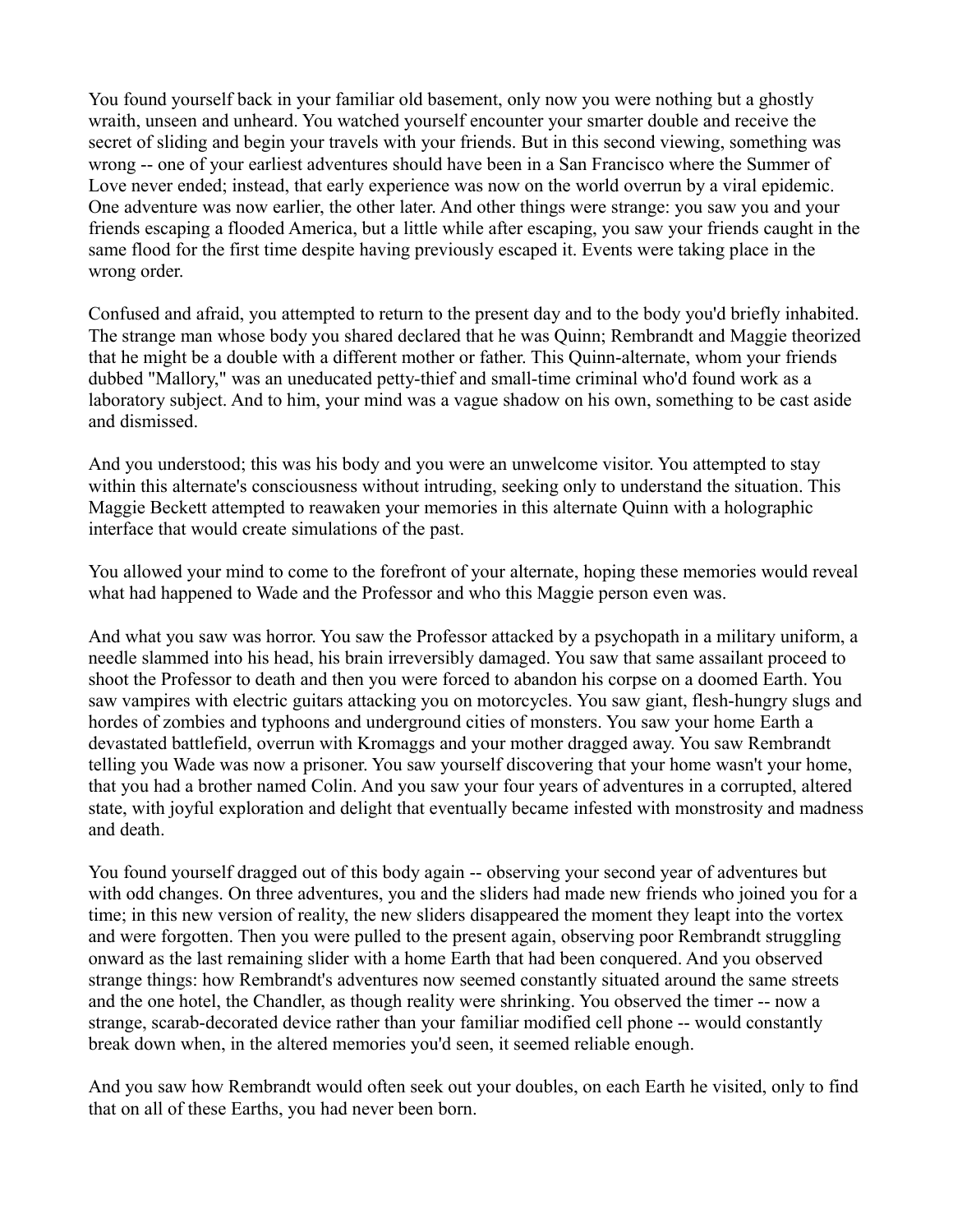You found yourself back in your familiar old basement, only now you were nothing but a ghostly wraith, unseen and unheard. You watched yourself encounter your smarter double and receive the secret of sliding and begin your travels with your friends. But in this second viewing, something was wrong -- one of your earliest adventures should have been in a San Francisco where the Summer of Love never ended; instead, that early experience was now on the world overrun by a viral epidemic. One adventure was now earlier, the other later. And other things were strange: you saw you and your friends escaping a flooded America, but a little while after escaping, you saw your friends caught in the same flood for the first time despite having previously escaped it. Events were taking place in the wrong order.

Confused and afraid, you attempted to return to the present day and to the body you'd briefly inhabited. The strange man whose body you shared declared that he was Quinn; Rembrandt and Maggie theorized that he might be a double with a different mother or father. This Quinn-alternate, whom your friends dubbed "Mallory," was an uneducated petty-thief and small-time criminal who'd found work as a laboratory subject. And to him, your mind was a vague shadow on his own, something to be cast aside and dismissed.

And you understood; this was his body and you were an unwelcome visitor. You attempted to stay within this alternate's consciousness without intruding, seeking only to understand the situation. This Maggie Beckett attempted to reawaken your memories in this alternate Quinn with a holographic interface that would create simulations of the past.

You allowed your mind to come to the forefront of your alternate, hoping these memories would reveal what had happened to Wade and the Professor and who this Maggie person even was.

And what you saw was horror. You saw the Professor attacked by a psychopath in a military uniform, a needle slammed into his head, his brain irreversibly damaged. You saw that same assailant proceed to shoot the Professor to death and then you were forced to abandon his corpse on a doomed Earth. You saw vampires with electric guitars attacking you on motorcycles. You saw giant, flesh-hungry slugs and hordes of zombies and typhoons and underground cities of monsters. You saw your home Earth a devastated battlefield, overrun with Kromaggs and your mother dragged away. You saw Rembrandt telling you Wade was now a prisoner. You saw yourself discovering that your home wasn't your home, that you had a brother named Colin. And you saw your four years of adventures in a corrupted, altered state, with joyful exploration and delight that eventually became infested with monstrosity and madness and death.

You found yourself dragged out of this body again -- observing your second year of adventures but with odd changes. On three adventures, you and the sliders had made new friends who joined you for a time; in this new version of reality, the new sliders disappeared the moment they leapt into the vortex and were forgotten. Then you were pulled to the present again, observing poor Rembrandt struggling onward as the last remaining slider with a home Earth that had been conquered. And you observed strange things: how Rembrandt's adventures now seemed constantly situated around the same streets and the one hotel, the Chandler, as though reality were shrinking. You observed the timer -- now a strange, scarab-decorated device rather than your familiar modified cell phone -- would constantly break down when, in the altered memories you'd seen, it seemed reliable enough.

And you saw how Rembrandt would often seek out your doubles, on each Earth he visited, only to find that on all of these Earths, you had never been born.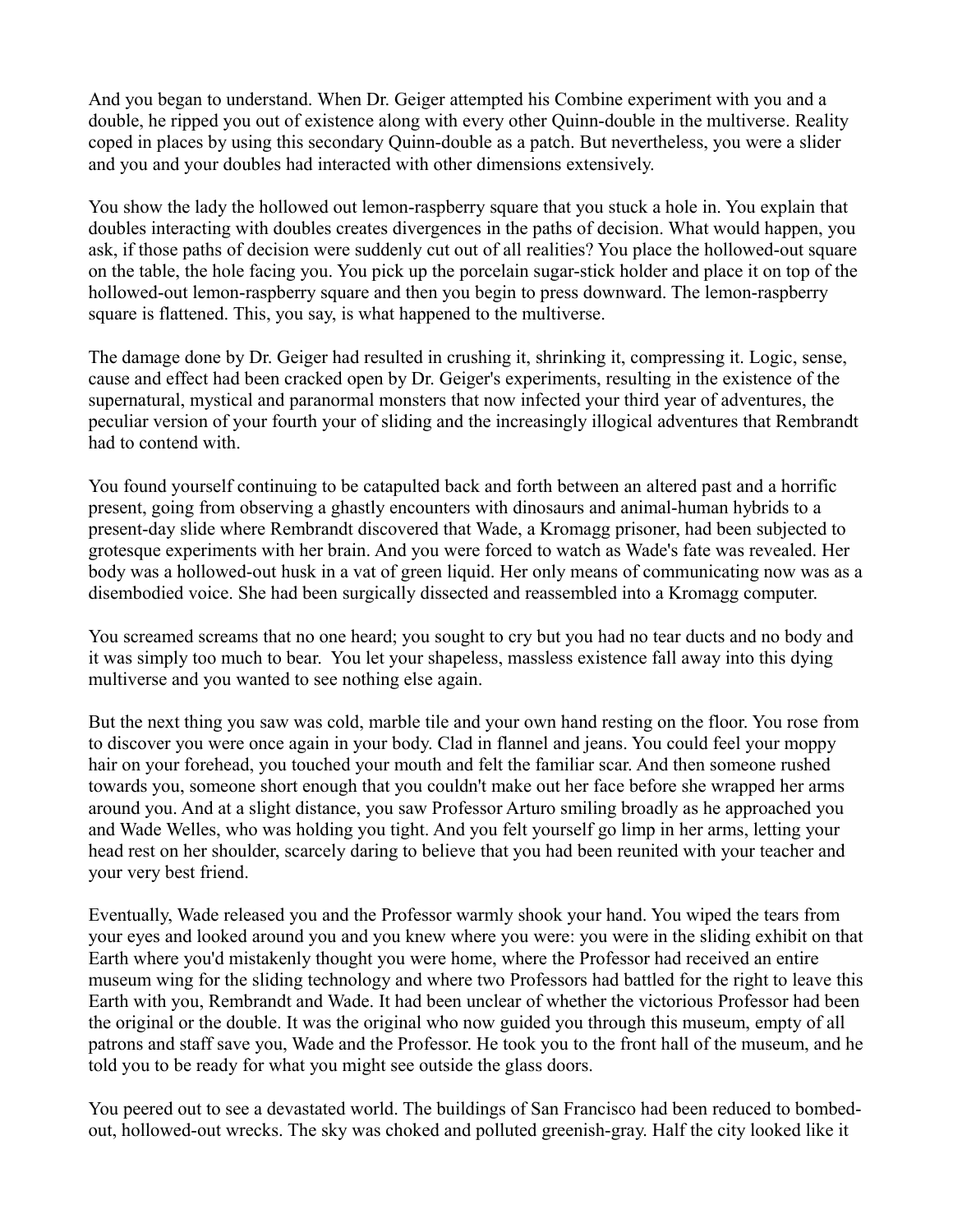And you began to understand. When Dr. Geiger attempted his Combine experiment with you and a double, he ripped you out of existence along with every other Quinn-double in the multiverse. Reality coped in places by using this secondary Quinn-double as a patch. But nevertheless, you were a slider and you and your doubles had interacted with other dimensions extensively.

You show the lady the hollowed out lemon-raspberry square that you stuck a hole in. You explain that doubles interacting with doubles creates divergences in the paths of decision. What would happen, you ask, if those paths of decision were suddenly cut out of all realities? You place the hollowed-out square on the table, the hole facing you. You pick up the porcelain sugar-stick holder and place it on top of the hollowed-out lemon-raspberry square and then you begin to press downward. The lemon-raspberry square is flattened. This, you say, is what happened to the multiverse.

The damage done by Dr. Geiger had resulted in crushing it, shrinking it, compressing it. Logic, sense, cause and effect had been cracked open by Dr. Geiger's experiments, resulting in the existence of the supernatural, mystical and paranormal monsters that now infected your third year of adventures, the peculiar version of your fourth your of sliding and the increasingly illogical adventures that Rembrandt had to contend with.

You found yourself continuing to be catapulted back and forth between an altered past and a horrific present, going from observing a ghastly encounters with dinosaurs and animal-human hybrids to a present-day slide where Rembrandt discovered that Wade, a Kromagg prisoner, had been subjected to grotesque experiments with her brain. And you were forced to watch as Wade's fate was revealed. Her body was a hollowed-out husk in a vat of green liquid. Her only means of communicating now was as a disembodied voice. She had been surgically dissected and reassembled into a Kromagg computer.

You screamed screams that no one heard; you sought to cry but you had no tear ducts and no body and it was simply too much to bear. You let your shapeless, massless existence fall away into this dying multiverse and you wanted to see nothing else again.

But the next thing you saw was cold, marble tile and your own hand resting on the floor. You rose from to discover you were once again in your body. Clad in flannel and jeans. You could feel your moppy hair on your forehead, you touched your mouth and felt the familiar scar. And then someone rushed towards you, someone short enough that you couldn't make out her face before she wrapped her arms around you. And at a slight distance, you saw Professor Arturo smiling broadly as he approached you and Wade Welles, who was holding you tight. And you felt yourself go limp in her arms, letting your head rest on her shoulder, scarcely daring to believe that you had been reunited with your teacher and your very best friend.

Eventually, Wade released you and the Professor warmly shook your hand. You wiped the tears from your eyes and looked around you and you knew where you were: you were in the sliding exhibit on that Earth where you'd mistakenly thought you were home, where the Professor had received an entire museum wing for the sliding technology and where two Professors had battled for the right to leave this Earth with you, Rembrandt and Wade. It had been unclear of whether the victorious Professor had been the original or the double. It was the original who now guided you through this museum, empty of all patrons and staff save you, Wade and the Professor. He took you to the front hall of the museum, and he told you to be ready for what you might see outside the glass doors.

You peered out to see a devastated world. The buildings of San Francisco had been reduced to bombed-out, hollowed-out wrecks. The sky was choked and polluted greenish-gray. Half the city looked like it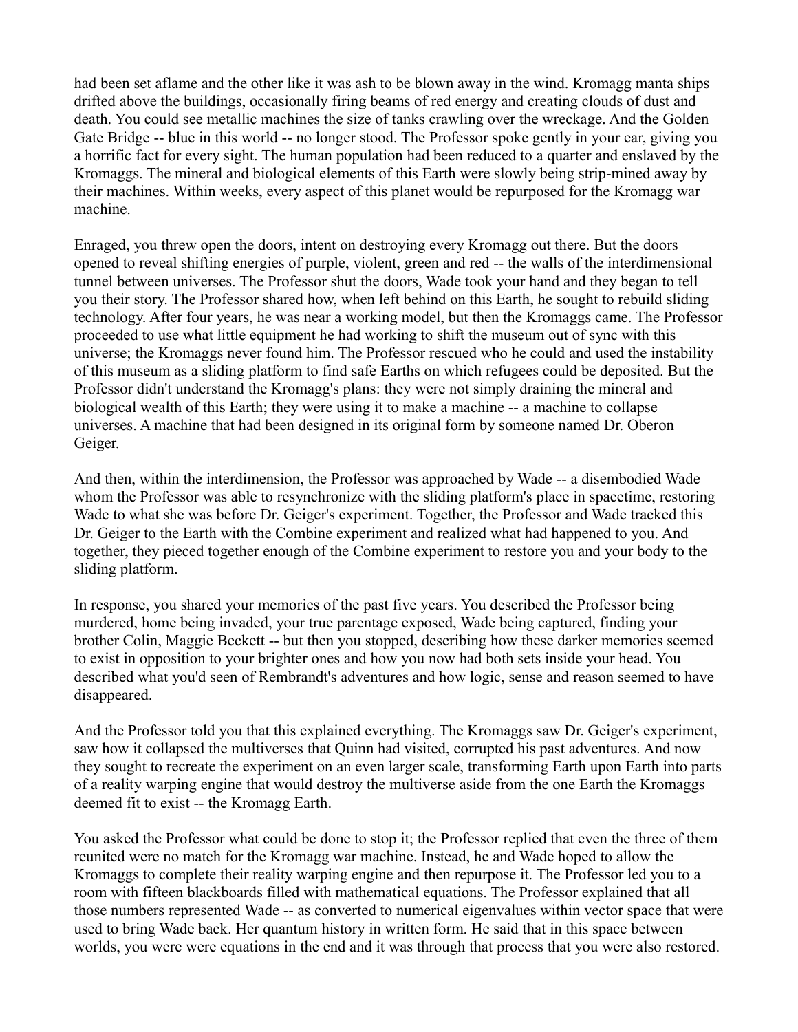had been set aflame and the other like it was ash to be blown away in the wind. Kromagg manta ships drifted above the buildings, occasionally firing beams of red energy and creating clouds of dust and death. You could see metallic machines the size of tanks crawling over the wreckage. And the Golden Gate Bridge -- blue in this world -- no longer stood. The Professor spoke gently in your ear, giving you a horrific fact for every sight. The human population had been reduced to a quarter and enslaved by the Kromaggs. The mineral and biological elements of this Earth were slowly being strip-mined away by their machines. Within weeks, every aspect of this planet would be repurposed for the Kromagg war machine.

Enraged, you threw open the doors, intent on destroying every Kromagg out there. But the doors opened to reveal shifting energies of purple, violent, green and red -- the walls of the interdimensional tunnel between universes. The Professor shut the doors, Wade took your hand and they began to tell you their story. The Professor shared how, when left behind on this Earth, he sought to rebuild sliding technology. After four years, he was near a working model, but then the Kromaggs came. The Professor proceeded to use what little equipment he had working to shift the museum out of sync with this universe; the Kromaggs never found him. The Professor rescued who he could and used the instability of this museum as a sliding platform to find safe Earths on which refugees could be deposited. But the Professor didn't understand the Kromagg's plans: they were not simply draining the mineral and biological wealth of this Earth; they were using it to make a machine -- a machine to collapse universes. A machine that had been designed in its original form by someone named Dr. Oberon Geiger.

And then, within the interdimension, the Professor was approached by Wade -- a disembodied Wade whom the Professor was able to resynchronize with the sliding platform's place in spacetime, restoring Wade to what she was before Dr. Geiger's experiment. Together, the Professor and Wade tracked this Dr. Geiger to the Earth with the Combine experiment and realized what had happened to you. And together, they pieced together enough of the Combine experiment to restore you and your body to the sliding platform.

In response, you shared your memories of the past five years. You described the Professor being murdered, home being invaded, your true parentage exposed, Wade being captured, finding your brother Colin, Maggie Beckett -- but then you stopped, describing how these darker memories seemed to exist in opposition to your brighter ones and how you now had both sets inside your head. You described what you'd seen of Rembrandt's adventures and how logic, sense and reason seemed to have disappeared.

And the Professor told you that this explained everything. The Kromaggs saw Dr. Geiger's experiment, saw how it collapsed the multiverses that Quinn had visited, corrupted his past adventures. And now they sought to recreate the experiment on an even larger scale, transforming Earth upon Earth into parts of a reality warping engine that would destroy the multiverse aside from the one Earth the Kromaggs deemed fit to exist -- the Kromagg Earth.

You asked the Professor what could be done to stop it; the Professor replied that even the three of them reunited were no match for the Kromagg war machine. Instead, he and Wade hoped to allow the Kromaggs to complete their reality warping engine and then repurpose it. The Professor led you to a room with fifteen blackboards filled with mathematical equations. The Professor explained that all those numbers represented Wade -- as converted to numerical eigenvalues within vector space that were used to bring Wade back. Her quantum history in written form. He said that in this space between worlds, you were were equations in the end and it was through that process that you were also restored.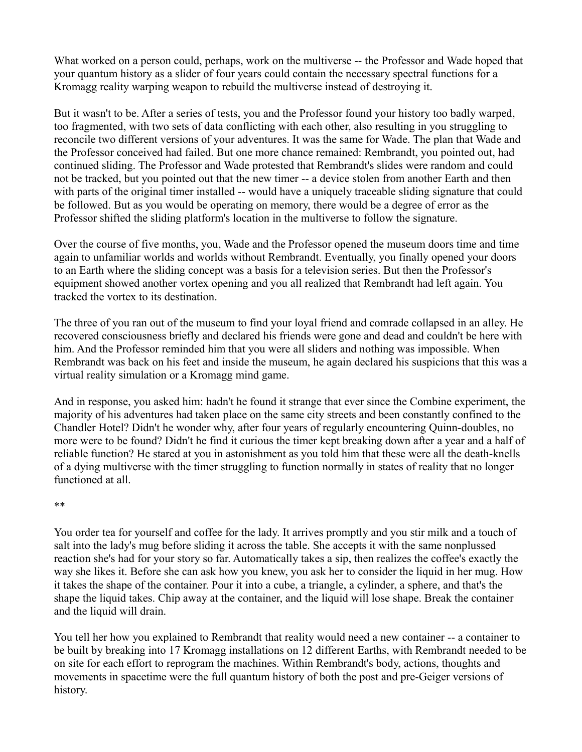What worked on a person could, perhaps, work on the multiverse -- the Professor and Wade hoped that your quantum history as a slider of four years could contain the necessary spectral functions for a Kromagg reality warping weapon to rebuild the multiverse instead of destroying it.

But it wasn't to be. After a series of tests, you and the Professor found your history too badly warped, too fragmented, with two sets of data conflicting with each other, also resulting in you struggling to reconcile two different versions of your adventures. It was the same for Wade. The plan that Wade and the Professor conceived had failed. But one more chance remained: Rembrandt, you pointed out, had continued sliding. The Professor and Wade protested that Rembrandt's slides were random and could not be tracked, but you pointed out that the new timer -- a device stolen from another Earth and then with parts of the original timer installed -- would have a uniquely traceable sliding signature that could be followed. But as you would be operating on memory, there would be a degree of error as the Professor shifted the sliding platform's location in the multiverse to follow the signature.

Over the course of five months, you, Wade and the Professor opened the museum doors time and time again to unfamiliar worlds and worlds without Rembrandt. Eventually, you finally opened your doors to an Earth where the sliding concept was a basis for a television series. But then the Professor's equipment showed another vortex opening and you all realized that Rembrandt had left again. You tracked the vortex to its destination.

The three of you ran out of the museum to find your loyal friend and comrade collapsed in an alley. He recovered consciousness briefly and declared his friends were gone and dead and couldn't be here with him. And the Professor reminded him that you were all sliders and nothing was impossible. When Rembrandt was back on his feet and inside the museum, he again declared his suspicions that this was a virtual reality simulation or a Kromagg mind game.

And in response, you asked him: hadn't he found it strange that ever since the Combine experiment, the majority of his adventures had taken place on the same city streets and been constantly confined to the Chandler Hotel? Didn't he wonder why, after four years of regularly encountering Quinn-doubles, no more were to be found? Didn't he find it curious the timer kept breaking down after a year and a half of reliable function? He stared at you in astonishment as you told him that these were all the death-knells of a dying multiverse with the timer struggling to function normally in states of reality that no longer functioned at all.

**

You order tea for yourself and coffee for the lady. It arrives promptly and you stir milk and a touch of salt into the lady's mug before sliding it across the table. She accepts it with the same nonplussed reaction she's had for your story so far. Automatically takes a sip, then realizes the coffee's exactly the way she likes it. Before she can ask how you knew, you ask her to consider the liquid in her mug. How it takes the shape of the container. Pour it into a cube, a triangle, a cylinder, a sphere, and that's the shape the liquid takes. Chip away at the container, and the liquid will lose shape. Break the container and the liquid will drain.

You tell her how you explained to Rembrandt that reality would need a new container -- a container to be built by breaking into 17 Kromagg installations on 12 different Earths, with Rembrandt needed to be on site for each effort to reprogram the machines. Within Rembrandt's body, actions, thoughts and movements in spacetime were the full quantum history of both the post and pre-Geiger versions of history.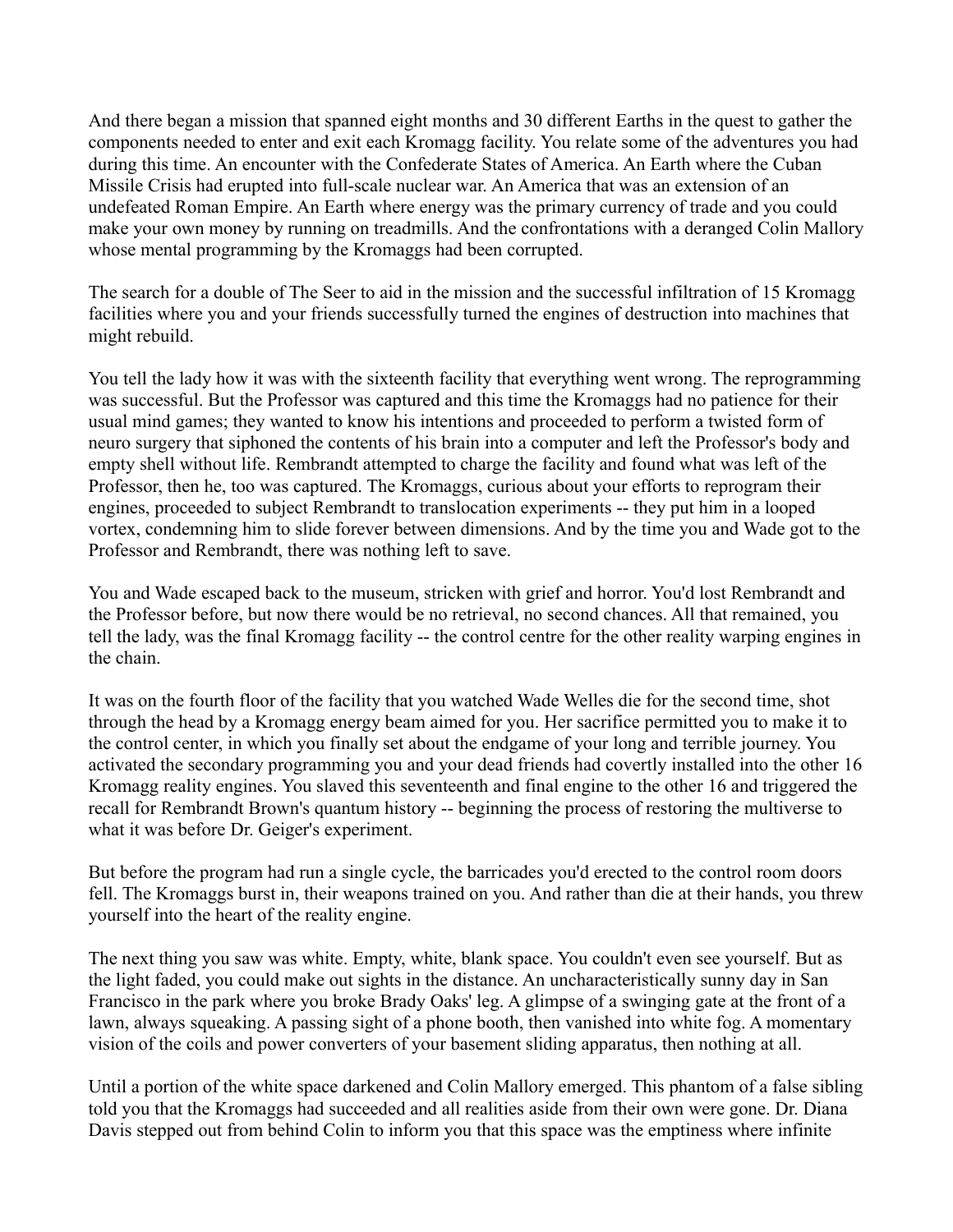And there began a mission that spanned eight months and 30 different Earths in the quest to gather the components needed to enter and exit each Kromagg facility. You relate some of the adventures you had during this time. An encounter with the Confederate States of America. An Earth where the Cuban Missile Crisis had erupted into full-scale nuclear war. An America that was an extension of an undefeated Roman Empire. An Earth where energy was the primary currency of trade and you could make your own money by running on treadmills. And the confrontations with a deranged Colin Mallory whose mental programming by the Kromaggs had been corrupted.

The search for a double of The Seer to aid in the mission and the successful infiltration of 15 Kromagg facilities where you and your friends successfully turned the engines of destruction into machines that might rebuild.

You tell the lady how it was with the sixteenth facility that everything went wrong. The reprogramming was successful. But the Professor was captured and this time the Kromaggs had no patience for their usual mind games; they wanted to know his intentions and proceeded to perform a twisted form of neuro surgery that siphoned the contents of his brain into a computer and left the Professor's body and empty shell without life. Rembrandt attempted to charge the facility and found what was left of the Professor, then he, too was captured. The Kromaggs, curious about your efforts to reprogram their engines, proceeded to subject Rembrandt to translocation experiments -- they put him in a looped vortex, condemning him to slide forever between dimensions. And by the time you and Wade got to the Professor and Rembrandt, there was nothing left to save.

You and Wade escaped back to the museum, stricken with grief and horror. You'd lost Rembrandt and the Professor before, but now there would be no retrieval, no second chances. All that remained, you tell the lady, was the final Kromagg facility -- the control centre for the other reality warping engines in the chain.

It was on the fourth floor of the facility that you watched Wade Welles die for the second time, shot through the head by a Kromagg energy beam aimed for you. Her sacrifice permitted you to make it to the control center, in which you finally set about the endgame of your long and terrible journey. You activated the secondary programming you and your dead friends had covertly installed into the other 16 Kromagg reality engines. You slaved this seventeenth and final engine to the other 16 and triggered the recall for Rembrandt Brown's quantum history -- beginning the process of restoring the multiverse to what it was before Dr. Geiger's experiment.

But before the program had run a single cycle, the barricades you'd erected to the control room doors fell. The Kromaggs burst in, their weapons trained on you. And rather than die at their hands, you threw yourself into the heart of the reality engine.

The next thing you saw was white. Empty, white, blank space. You couldn't even see yourself. But as the light faded, you could make out sights in the distance. An uncharacteristically sunny day in San Francisco in the park where you broke Brady Oaks' leg. A glimpse of a swinging gate at the front of a lawn, always squeaking. A passing sight of a phone booth, then vanished into white fog. A momentary vision of the coils and power converters of your basement sliding apparatus, then nothing at all.

Until a portion of the white space darkened and Colin Mallory emerged. This phantom of a false sibling told you that the Kromaggs had succeeded and all realities aside from their own were gone. Dr. Diana Davis stepped out from behind Colin to inform you that this space was the emptiness where infinite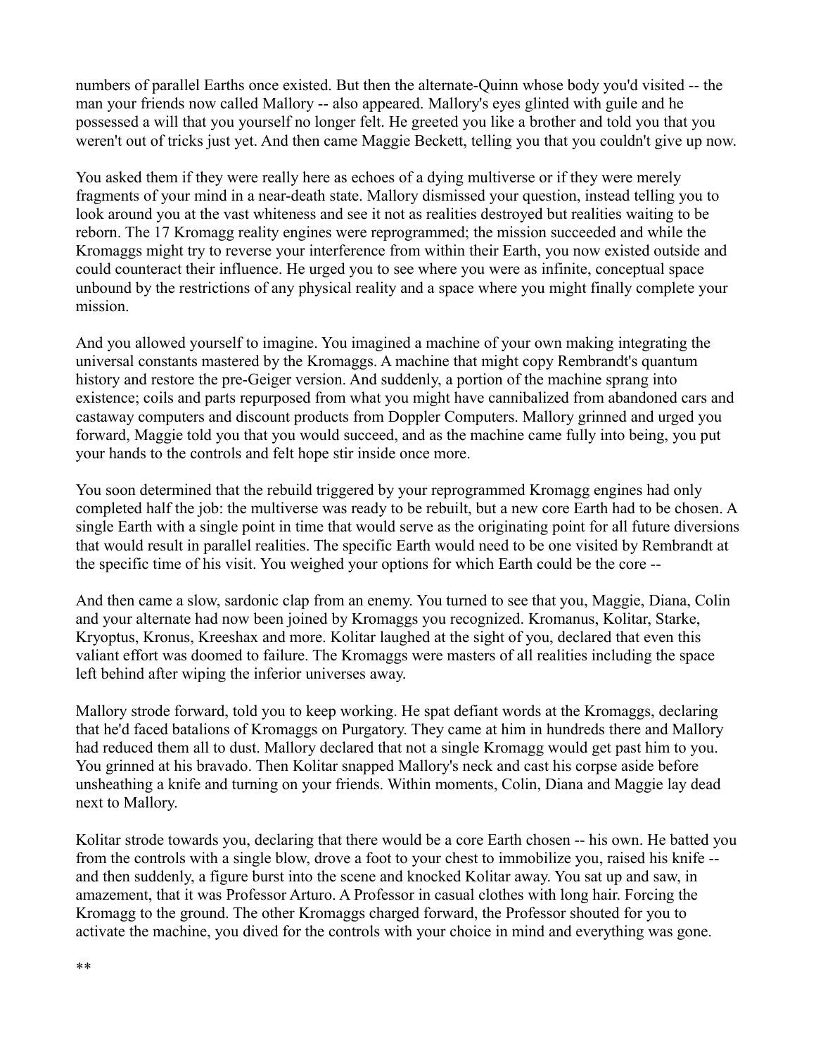numbers of parallel Earths once existed. But then the alternate-Quinn whose body you'd visited -- the man your friends now called Mallory -- also appeared. Mallory's eyes glinted with guile and he possessed a will that you yourself no longer felt. He greeted you like a brother and told you that you weren't out of tricks just yet. And then came Maggie Beckett, telling you that you couldn't give up now.

You asked them if they were really here as echoes of a dying multiverse or if they were merely fragments of your mind in a near-death state. Mallory dismissed your question, instead telling you to look around you at the vast whiteness and see it not as realities destroyed but realities waiting to be reborn. The 17 Kromagg reality engines were reprogrammed; the mission succeeded and while the Kromaggs might try to reverse your interference from within their Earth, you now existed outside and could counteract their influence. He urged you to see where you were as infinite, conceptual space unbound by the restrictions of any physical reality and a space where you might finally complete your mission.

And you allowed yourself to imagine. You imagined a machine of your own making integrating the universal constants mastered by the Kromaggs. A machine that might copy Rembrandt's quantum history and restore the pre-Geiger version. And suddenly, a portion of the machine sprang into existence; coils and parts repurposed from what you might have cannibalized from abandoned cars and castaway computers and discount products from Doppler Computers. Mallory grinned and urged you forward, Maggie told you that you would succeed, and as the machine came fully into being, you put your hands to the controls and felt hope stir inside once more.

You soon determined that the rebuild triggered by your reprogrammed Kromagg engines had only completed half the job: the multiverse was ready to be rebuilt, but a new core Earth had to be chosen. A single Earth with a single point in time that would serve as the originating point for all future diversions that would result in parallel realities. The specific Earth would need to be one visited by Rembrandt at the specific time of his visit. You weighed your options for which Earth could be the core --

And then came a slow, sardonic clap from an enemy. You turned to see that you, Maggie, Diana, Colin and your alternate had now been joined by Kromaggs you recognized. Kromanus, Kolitar, Starke, Kryoptus, Kronus, Kreeshax and more. Kolitar laughed at the sight of you, declared that even this valiant effort was doomed to failure. The Kromaggs were masters of all realities including the space left behind after wiping the inferior universes away.

Mallory strode forward, told you to keep working. He spat defiant words at the Kromaggs, declaring that he'd faced batalions of Kromaggs on Purgatory. They came at him in hundreds there and Mallory had reduced them all to dust. Mallory declared that not a single Kromagg would get past him to you. You grinned at his bravado. Then Kolitar snapped Mallory's neck and cast his corpse aside before unsheathing a knife and turning on your friends. Within moments, Colin, Diana and Maggie lay dead next to Mallory.

Kolitar strode towards you, declaring that there would be a core Earth chosen -- his own. He batted you from the controls with a single blow, drove a foot to your chest to immobilize you, raised his knife -- and then suddenly, a figure burst into the scene and knocked Kolitar away. You sat up and saw, in amazement, that it was Professor Arturo. A Professor in casual clothes with long hair. Forcing the Kromagg to the ground. The other Kromaggs charged forward, the Professor shouted for you to activate the machine, you dived for the controls with your choice in mind and everything was gone.

**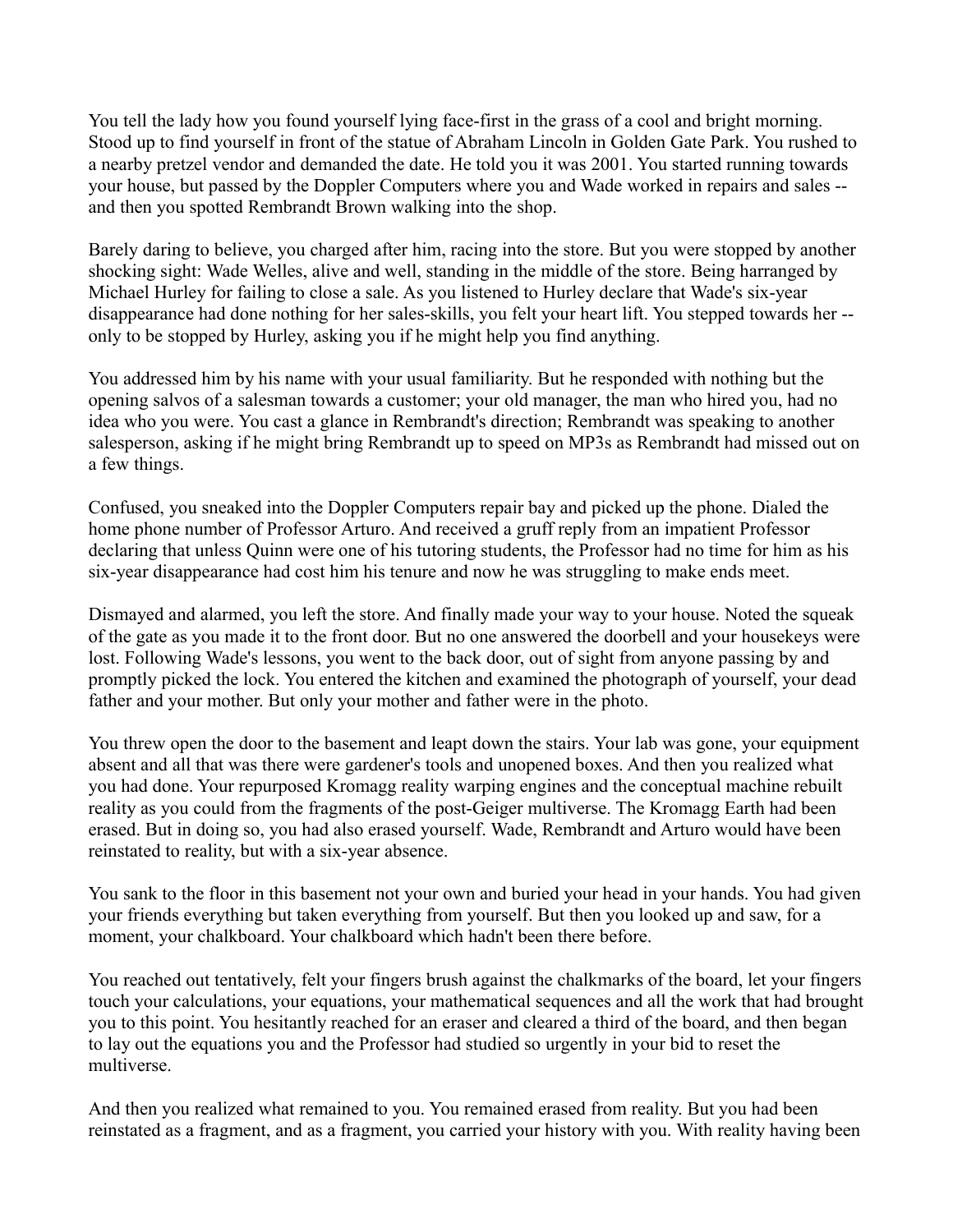You tell the lady how you found yourself lying face-first in the grass of a cool and bright morning. Stood up to find yourself in front of the statue of Abraham Lincoln in Golden Gate Park. You rushed to a nearby pretzel vendor and demanded the date. He told you it was 2001. You started running towards your house, but passed by the Doppler Computers where you and Wade worked in repairs and sales -- and then you spotted Rembrandt Brown walking into the shop.

Barely daring to believe, you charged after him, racing into the store. But you were stopped by another shocking sight: Wade Welles, alive and well, standing in the middle of the store. Being harranged by Michael Hurley for failing to close a sale. As you listened to Hurley declare that Wade's six-year disappearance had done nothing for her sales-skills, you felt your heart lift. You stepped towards her -- only to be stopped by Hurley, asking you if he might help you find anything.

You addressed him by his name with your usual familiarity. But he responded with nothing but the opening salvos of a salesman towards a customer; your old manager, the man who hired you, had no idea who you were. You cast a glance in Rembrandt's direction; Rembrandt was speaking to another salesperson, asking if he might bring Rembrandt up to speed on MP3s as Rembrandt had missed out on a few things.

Confused, you sneaked into the Doppler Computers repair bay and picked up the phone. Dialed the home phone number of Professor Arturo. And received a gruff reply from an impatient Professor declaring that unless Quinn were one of his tutoring students, the Professor had no time for him as his six-year disappearance had cost him his tenure and now he was struggling to make ends meet.

Dismayed and alarmed, you left the store. And finally made your way to your house. Noted the squeak of the gate as you made it to the front door. But no one answered the doorbell and your housekeys were lost. Following Wade's lessons, you went to the back door, out of sight from anyone passing by and promptly picked the lock. You entered the kitchen and examined the photograph of yourself, your dead father and your mother. But only your mother and father were in the photo.

You threw open the door to the basement and leapt down the stairs. Your lab was gone, your equipment absent and all that was there were gardener's tools and unopened boxes. And then you realized what you had done. Your repurposed Kromagg reality warping engines and the conceptual machine rebuilt reality as you could from the fragments of the post-Geiger multiverse. The Kromagg Earth had been erased. But in doing so, you had also erased yourself. Wade, Rembrandt and Arturo would have been reinstated to reality, but with a six-year absence.

You sank to the floor in this basement not your own and buried your head in your hands. You had given your friends everything but taken everything from yourself. But then you looked up and saw, for a moment, your chalkboard. Your chalkboard which hadn't been there before.

You reached out tentatively, felt your fingers brush against the chalkmarks of the board, let your fingers touch your calculations, your equations, your mathematical sequences and all the work that had brought you to this point. You hesitantly reached for an eraser and cleared a third of the board, and then began to lay out the equations you and the Professor had studied so urgently in your bid to reset the multiverse.

And then you realized what remained to you. You remained erased from reality. But you had been reinstated as a fragment, and as a fragment, you carried your history with you. With reality having been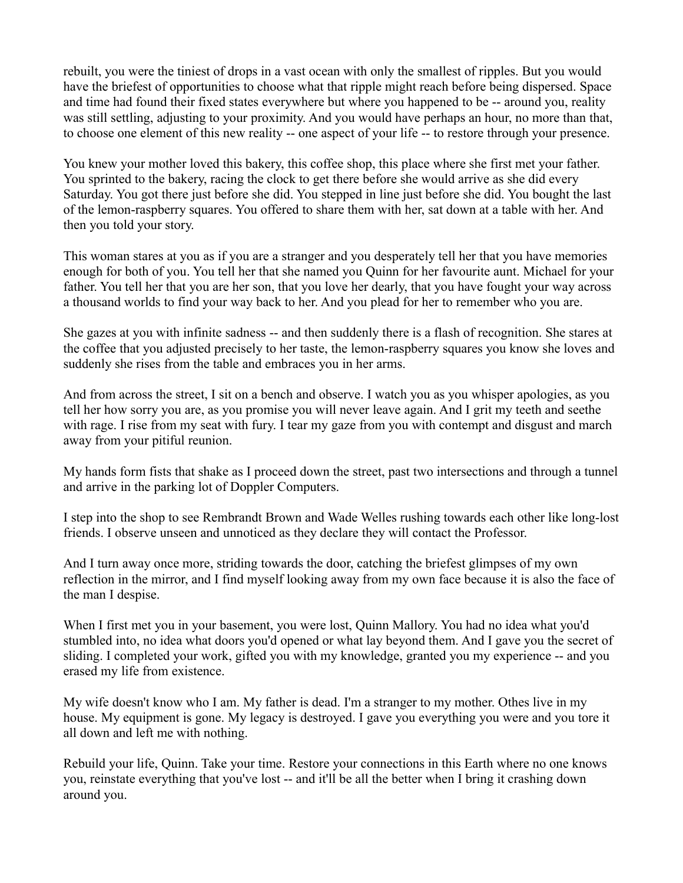rebuilt, you were the tiniest of drops in a vast ocean with only the smallest of ripples. But you would have the briefest of opportunities to choose what that ripple might reach before being dispersed. Space and time had found their fixed states everywhere but where you happened to be -- around you, reality was still settling, adjusting to your proximity. And you would have perhaps an hour, no more than that, to choose one element of this new reality -- one aspect of your life -- to restore through your presence.

You knew your mother loved this bakery, this coffee shop, this place where she first met your father. You sprinted to the bakery, racing the clock to get there before she would arrive as she did every Saturday. You got there just before she did. You stepped in line just before she did. You bought the last of the lemon-raspberry squares. You offered to share them with her, sat down at a table with her. And then you told your story.

This woman stares at you as if you are a stranger and you desperately tell her that you have memories enough for both of you. You tell her that she named you Quinn for her favourite aunt. Michael for your father. You tell her that you are her son, that you love her dearly, that you have fought your way across a thousand worlds to find your way back to her. And you plead for her to remember who you are.

She gazes at you with infinite sadness -- and then suddenly there is a flash of recognition. She stares at the coffee that you adjusted precisely to her taste, the lemon-raspberry squares you know she loves and suddenly she rises from the table and embraces you in her arms.

And from across the street, I sit on a bench and observe. I watch you as you whisper apologies, as you tell her how sorry you are, as you promise you will never leave again. And I grit my teeth and seethe with rage. I rise from my seat with fury. I tear my gaze from you with contempt and disgust and march away from your pitiful reunion.

My hands form fists that shake as I proceed down the street, past two intersections and through a tunnel and arrive in the parking lot of Doppler Computers.

I step into the shop to see Rembrandt Brown and Wade Welles rushing towards each other like long-lost friends. I observe unseen and unnoticed as they declare they will contact the Professor.

And I turn away once more, striding towards the door, catching the briefest glimpses of my own reflection in the mirror, and I find myself looking away from my own face because it is also the face of the man I despise.

When I first met you in your basement, you were lost, Quinn Mallory. You had no idea what you'd stumbled into, no idea what doors you'd opened or what lay beyond them. And I gave you the secret of sliding. I completed your work, gifted you with my knowledge, granted you my experience -- and you erased my life from existence.

My wife doesn't know who I am. My father is dead. I'm a stranger to my mother. Othes live in my house. My equipment is gone. My legacy is destroyed. I gave you everything you were and you tore it all down and left me with nothing.

Rebuild your life, Quinn. Take your time. Restore your connections in this Earth where no one knows you, reinstate everything that you've lost -- and it'll be all the better when I bring it crashing down around you.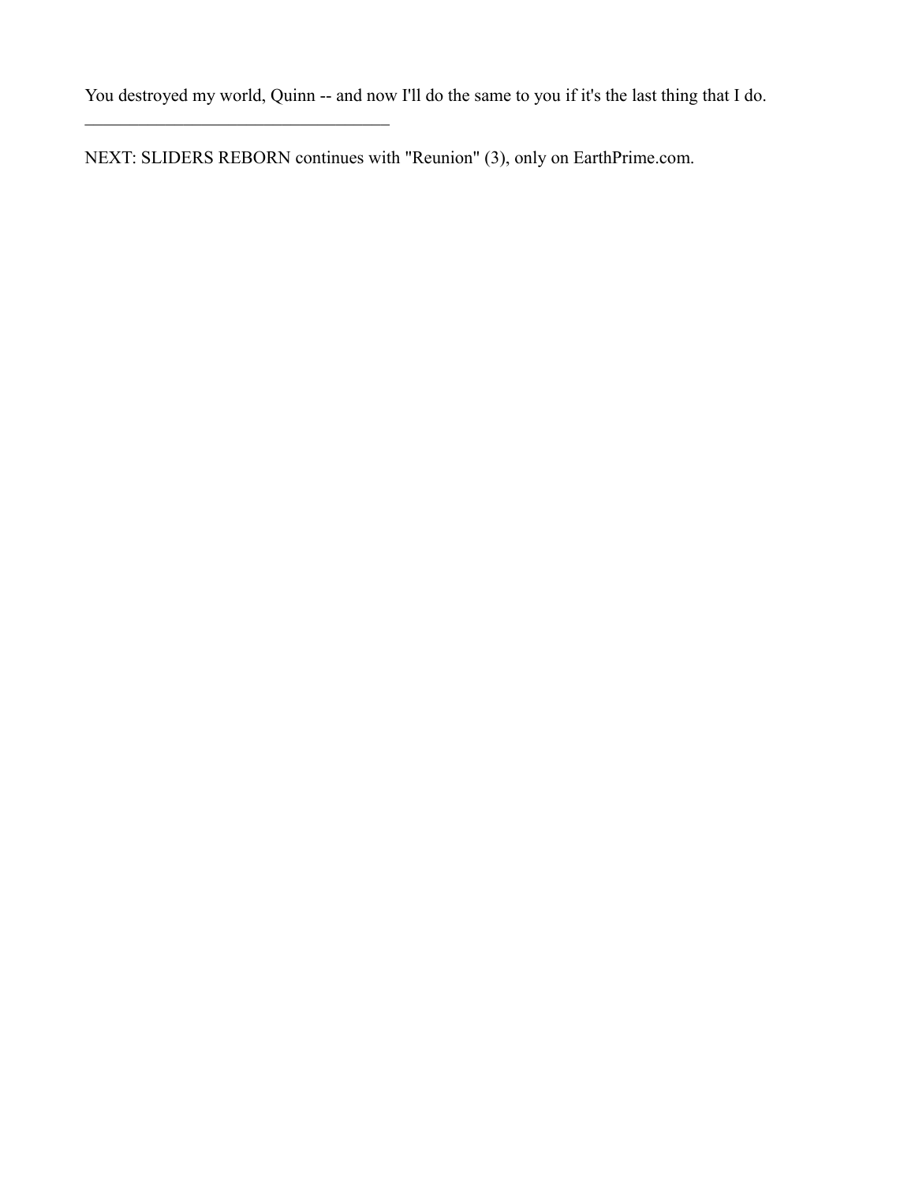You destroyed my world, Quinn -- and now I'll do the same to you if it's the last thing that I do.

---

NEXT: SLIDERS REBORN continues with "Reunion" (3), only on EarthPrime.com.